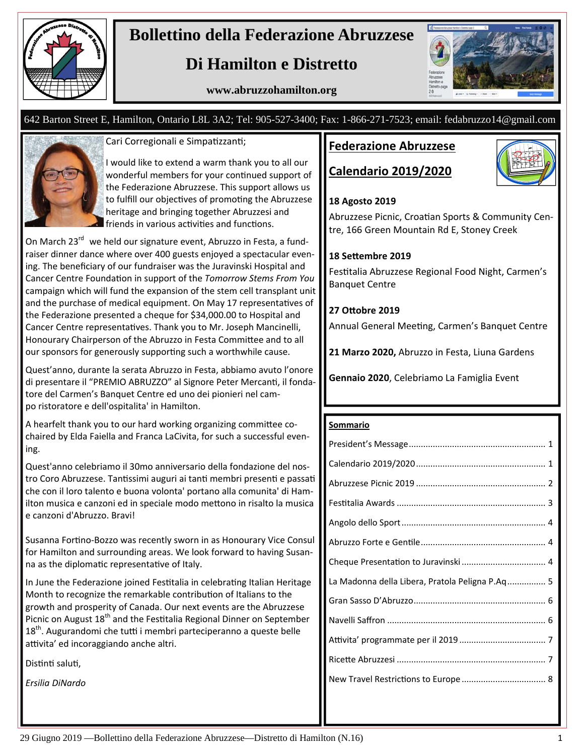# Bollettino della Federazione Abruzzese

## Di Hamilton e Distretto

**www.abruzzohamilton.org**

642 Barton Street E, Hamilton, Ontario L8L 3A2; Tel: 905-527-3400; Fax: 1-866-271-7523; email: fedabruzzo14@gmail.com

Cari Corregionali e Simpatizzanti;

I would like to extend a warm thank you to all our wonderful members for your continued support of the Federazione Abruzzese. This support allows us to fulfill our objectives of promoting the Abruzzese heritage and bringing together Abruzzesi and friends in various activities and functions.

On March 23rd we held our signature event, Abruzzo in Festa, a fundraiser dinner dance where over 400 guests enjoyed a spectacular evening. The beneficiary of our fundraiser was the Juravinski Hospital and Cancer Centre Foundation in support of the *Tomorrow Stems From You* campaign which will fund the expansion of the stem cell transplant unit and the purchase of medical equipment. On May 17 representatives of the Federazione presented a cheque for $34,000.00 to Hospital and Cancer Centre representatives. Thank you to Mr. Joseph Mancinelli, Honourary Chairperson of the Abruzzo in Festa Committee and to all our sponsors for generously supporting such a worthwhile cause.

Quest'anno, durante la serata Abruzzo in Festa, abbiamo avuto l'onore di presentare il "PREMIO ABRUZZO" al Signore Peter Mercanti, il fondatore del Carmen's Banquet Centre ed uno dei pionieri nel campo ristoratore e dell'ospitalita' in Hamilton.

A heartfelt thank you to our hard working organizing committee co-chaired by Elda Faiella and Franca LaCivita, for such a successful evening.

Quest'anno celebriamo il 30mo anniversario della fondazione del nostro Coro Abruzzese. Tantissimi auguri ai tanti membri presenti e passati che con il loro talento e buona volonta' portano alla comunita' di Hamilton musica e canzoni ed in speciale modo mettono in risalto la musica e canzoni d'Abruzzo. Bravi!

Susanna Fortino-Bozzo was recently sworn in as Honourary Vice Consul for Hamilton and surrounding areas. We look forward to having Susanna as the diplomatic representative of Italy.

In June the Federazione joined Festitalia in celebrating Italian Heritage Month to recognize the remarkable contribution of Italians to the growth and prosperity of Canada. Our next events are the Abruzzese Picnic on August 18th and the Festitalia Regional Dinner on September 18th. Augurandomi che tutti i membri parteciperanno a queste belle attivita' ed incoraggiando anche altri.

Distinti saluti,

*Ersilia DiNardo*

## Federazione Abruzzese Calendario 2019/2020

**18 Agosto 2019**

Abruzzese Picnic, Croatian Sports & Community Centre, 166 Green Mountain Rd E, Stoney Creek

**18 Settembre 2019**

Festitalia Abruzzese Regional Food Night, Carmen's Banquet Centre

**27 Ottobre 2019**

Annual General Meeting, Carmen's Banquet Centre

**21 Marzo 2020,** Abruzzo in Festa, Liuna Gardens

**Gennaio 2020**, Celebriamo La Famiglia Event

## Sommario

- President's Message ........ 1
- Calendario 2019/2020 ........ 1
- Abruzzese Picnic 2019 ........ 2
- Festitalia Awards ........ 3
- Angolo dello Sport ........ 4
- Abruzzo Forte e Gentile ........ 4
- Cheque Presentation to Juravinski ........ 4
- La Madonna della Libera, Pratola Peligna P.Aq ........ 5
- Gran Sasso D'Abruzzo ........ 6
- Navelli Saffron ........ 6
- Attivita' programmate per il 2019 ........ 7
- Ricette Abruzzesi ........ 7
- New Travel Restrictions to Europe ........ 8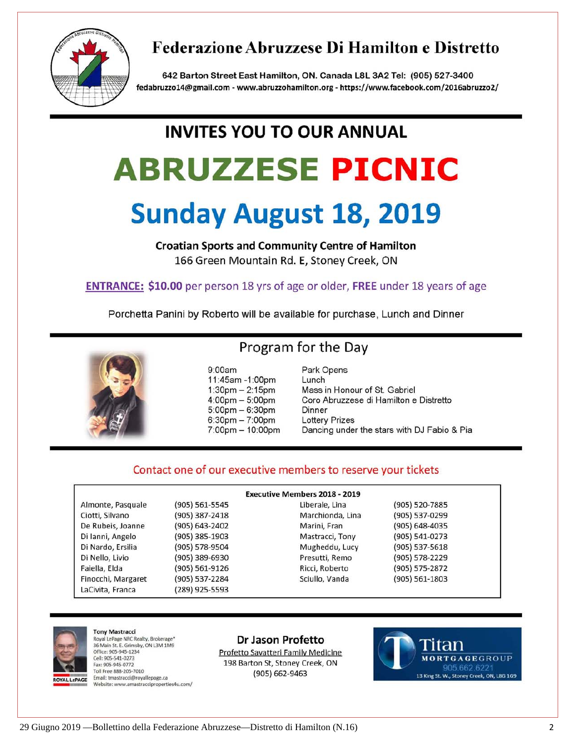# Federazione Abruzzese Di Hamilton e Distretto

642 Barton Street East Hamilton, ON. Canada L8L 3A2 Tel: (905) 527-3400
fedabruzzo14@gmail.com - www.abruzzohamilton.org - https://www.facebook.com/2016abruzzo2/

## INVITES YOU TO OUR ANNUAL

# ABRUZZESE PICNIC

# Sunday August 18, 2019

**Croatian Sports and Community Centre of Hamilton**
166 Green Mountain Rd. E, Stoney Creek, ON

**ENTRANCE: $10.00** per person 18 yrs of age or older, **FREE** under 18 years of age

Porchetta Panini by Roberto will be available for purchase, Lunch and Dinner

## Program for the Day

| | |
|---|---|
| 9:00am | Park Opens |
| 11:45am -1:00pm | Lunch |
| 1:30pm – 2:15pm | Mass in Honour of St. Gabriel |
| 4:00pm – 5:00pm | Coro Abruzzese di Hamilton e Distretto |
| 5:00pm – 6:30pm | Dinner |
| 6:30pm – 7:00pm | Lottery Prizes |
| 7:00pm – 10:00pm | Dancing under the stars with DJ Fabio & Pia |

Contact one of our executive members to reserve your tickets

**Executive Members 2018 - 2019**

| Name | Phone | Name | Phone |
|---|---|---|---|
| Almonte, Pasquale | (905) 561-5545 | Liberale, Lina | (905) 520-7885 |
| Ciotti, Silvano | (905) 387-2418 | Marchionda, Lina | (905) 537-0299 |
| De Rubeis, Joanne | (905) 643-2402 | Marini, Fran | (905) 648-4035 |
| Di Ianni, Angelo | (905) 385-1903 | Mastracci, Tony | (905) 541-0273 |
| Di Nardo, Ersilia | (905) 578-9504 | Mugheddu, Lucy | (905) 537-5618 |
| Di Nello, Livio | (905) 389-6930 | Presutti, Remo | (905) 578-2229 |
| Faiella, Elda | (905) 561-9126 | Ricci, Roberto | (905) 575-2872 |
| Finocchi, Margaret | (905) 537-2284 | Sciullo, Vanda | (905) 561-1803 |
| LaCivita, Franca | (289) 925-5593 | | |

**Tony Mastracci**
Royal LePage NRC Realty, Brokerage*
36 Main St. E. Grimsby, ON L3M 1M9
Office: 905-945-1234
Cell: 905-541-0273
Fax: 905-945-0772
Toll Free 888-205-7010
Email: tmastracci@royallepage.ca
Website: www.amastracciproperties4u.com/

**Dr Jason Profetto**
Profetto Savatteri Family Medicine
198 Barton St, Stoney Creek, ON
(905) 662-9463

**Titan MORTGAGEGROUP**
905.662.6221
13 King St. W., Stoney Creek, ON, L8G 1G9

29 Giugno 2019 —Bollettino della Federazione Abruzzese—Distretto di Hamilton (N.16)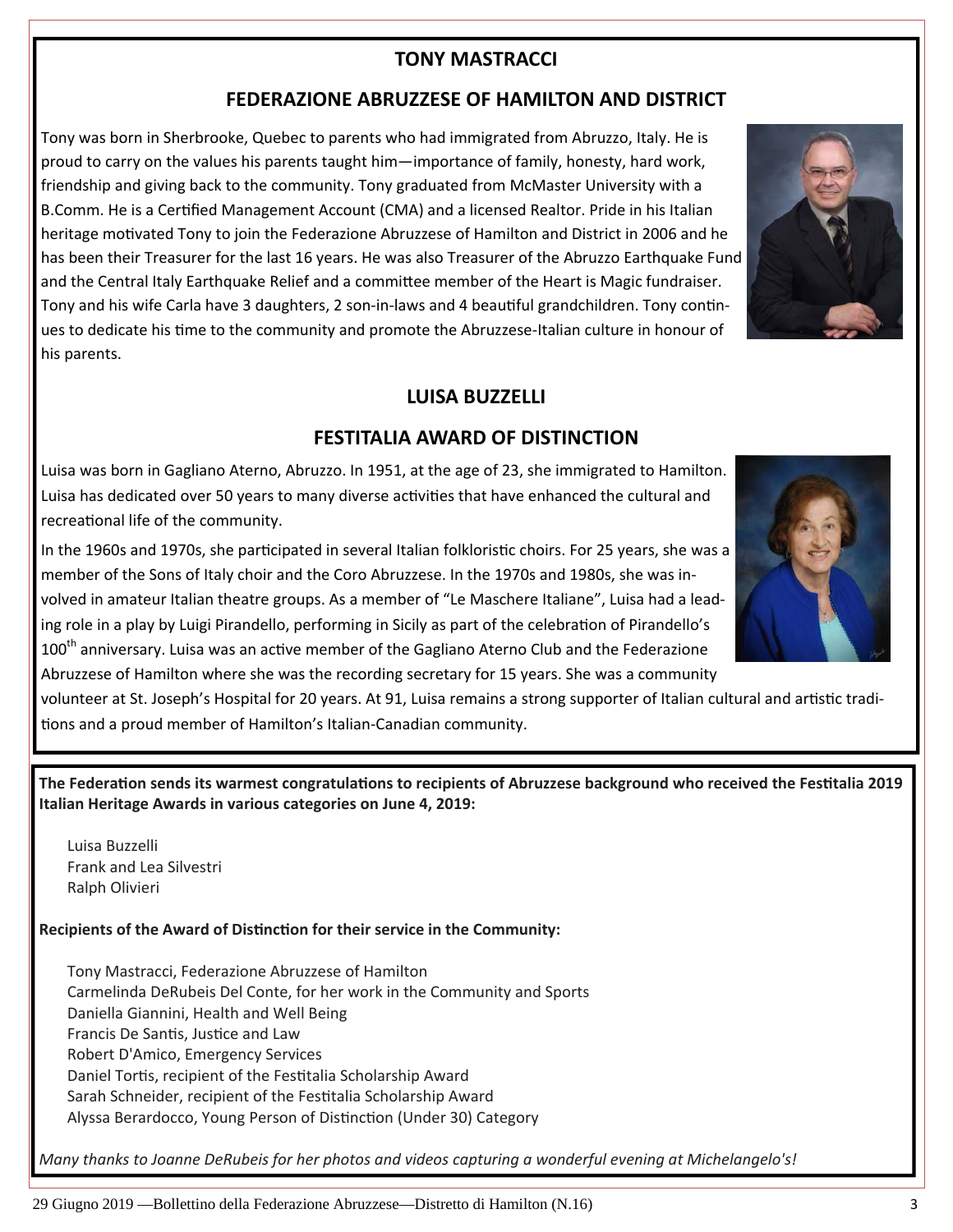## TONY MASTRACCI

## FEDERAZIONE ABRUZZESE OF HAMILTON AND DISTRICT

Tony was born in Sherbrooke, Quebec to parents who had immigrated from Abruzzo, Italy. He is proud to carry on the values his parents taught him—importance of family, honesty, hard work, friendship and giving back to the community. Tony graduated from McMaster University with a B.Comm. He is a Certified Management Account (CMA) and a licensed Realtor. Pride in his Italian heritage motivated Tony to join the Federazione Abruzzese of Hamilton and District in 2006 and he has been their Treasurer for the last 16 years. He was also Treasurer of the Abruzzo Earthquake Fund and the Central Italy Earthquake Relief and a committee member of the Heart is Magic fundraiser. Tony and his wife Carla have 3 daughters, 2 son-in-laws and 4 beautiful grandchildren. Tony continues to dedicate his time to the community and promote the Abruzzese-Italian culture in honour of his parents.

## LUISA BUZZELLI

## FESTITALIA AWARD OF DISTINCTION

Luisa was born in Gagliano Aterno, Abruzzo. In 1951, at the age of 23, she immigrated to Hamilton. Luisa has dedicated over 50 years to many diverse activities that have enhanced the cultural and recreational life of the community.

In the 1960s and 1970s, she participated in several Italian folkloristic choirs. For 25 years, she was a member of the Sons of Italy choir and the Coro Abruzzese. In the 1970s and 1980s, she was involved in amateur Italian theatre groups. As a member of "Le Maschere Italiane", Luisa had a leading role in a play by Luigi Pirandello, performing in Sicily as part of the celebration of Pirandello's 100th anniversary. Luisa was an active member of the Gagliano Aterno Club and the Federazione Abruzzese of Hamilton where she was the recording secretary for 15 years. She was a community volunteer at St. Joseph's Hospital for 20 years. At 91, Luisa remains a strong supporter of Italian cultural and artistic traditions and a proud member of Hamilton's Italian-Canadian community.

**The Federation sends its warmest congratulations to recipients of Abruzzese background who received the Festitalia 2019 Italian Heritage Awards in various categories on June 4, 2019:**

- Luisa Buzzelli
- Frank and Lea Silvestri
- Ralph Olivieri

**Recipients of the Award of Distinction for their service in the Community:**

- Tony Mastracci, Federazione Abruzzese of Hamilton
- Carmelinda DeRubeis Del Conte, for her work in the Community and Sports
- Daniella Giannini, Health and Well Being
- Francis De Santis, Justice and Law
- Robert D'Amico, Emergency Services
- Daniel Tortis, recipient of the Festitalia Scholarship Award
- Sarah Schneider, recipient of the Festitalia Scholarship Award
- Alyssa Berardocco, Young Person of Distinction (Under 30) Category

*Many thanks to Joanne DeRubeis for her photos and videos capturing a wonderful evening at Michelangelo's!*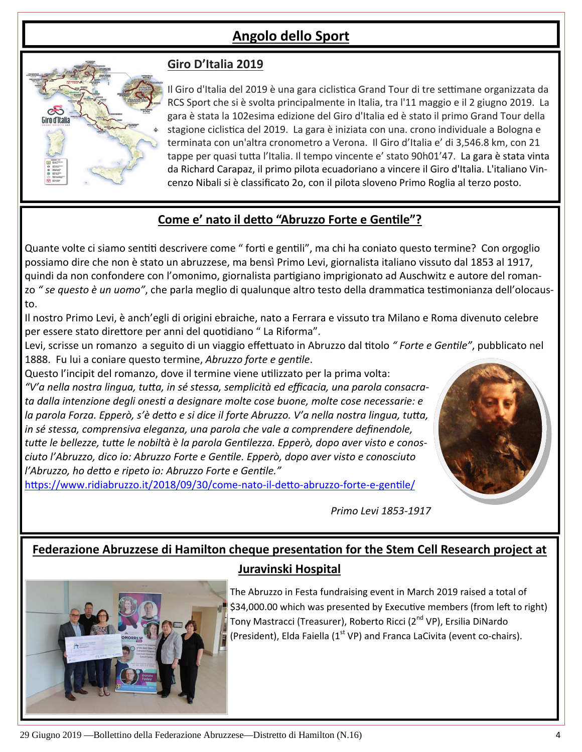# Angolo dello Sport

## Giro D'Italia 2019

Il Giro d'Italia del 2019 è una gara ciclistica Grand Tour di tre settimane organizzata da RCS Sport che si è svolta principalmente in Italia, tra l'11 maggio e il 2 giugno 2019. La gara è stata la 102esima edizione del Giro d'Italia ed è stato il primo Grand Tour della stagione ciclistica del 2019. La gara è iniziata con una. crono individuale a Bologna e terminata con un'altra cronometro a Verona. Il Giro d'Italia e' di 3,546.8 km, con 21 tappe per quasi tutta l'Italia. Il tempo vincente e' stato 90h01'47. La gara è stata vinta da Richard Carapaz, il primo pilota ecuadoriano a vincere il Giro d'Italia. L'italiano Vincenzo Nibali si è classificato 2o, con il pilota sloveno Primo Roglia al terzo posto.

## Come e' nato il detto "Abruzzo Forte e Gentile"?

Quante volte ci siamo sentiti descrivere come " forti e gentili", ma chi ha coniato questo termine? Con orgoglio possiamo dire che non è stato un abruzzese, ma bensì Primo Levi, giornalista italiano vissuto dal 1853 al 1917, quindi da non confondere con l'omonimo, giornalista partigiano imprigionato ad Auschwitz e autore del romanzo *" se questo è un uomo"*, che parla meglio di qualunque altro testo della drammatica testimonianza dell'olocausto.

Il nostro Primo Levi, è anch'egli di origini ebraiche, nato a Ferrara e vissuto tra Milano e Roma divenuto celebre per essere stato direttore per anni del quotidiano " La Riforma".

Levi, scrisse un romanzo a seguito di un viaggio effettuato in Abruzzo dal titolo *" Forte e Gentile"*, pubblicato nel 1888. Fu lui a coniare questo termine, *Abruzzo forte e gentile*.

Questo l'incipit del romanzo, dove il termine viene utilizzato per la prima volta:

*"V'a nella nostra lingua, tutta, in sé stessa, semplicità ed efficacia, una parola consacrata dalla intenzione degli onesti a designare molte cose buone, molte cose necessarie: e la parola Forza. Epperò, s'è detto e si dice il forte Abruzzo. V'a nella nostra lingua, tutta, in sé stessa, comprensiva eleganza, una parola che vale a comprendere definendole, tutte le bellezze, tutte le nobiltà è la parola Gentilezza. Epperò, dopo aver visto e conosciuto l'Abruzzo, dico io: Abruzzo Forte e Gentile. Epperò, dopo aver visto e conosciuto l'Abruzzo, ho detto e ripeto io: Abruzzo Forte e Gentile."*

https://www.ridiabruzzo.it/2018/09/30/come-nato-il-detto-abruzzo-forte-e-gentile/

*Primo Levi 1853-1917*

## Federazione Abruzzese di Hamilton cheque presentation for the Stem Cell Research project at Juravinski Hospital

The Abruzzo in Festa fundraising event in March 2019 raised a total of $34,000.00 which was presented by Executive members (from left to right) Tony Mastracci (Treasurer), Roberto Ricci (2nd VP), Ersilia DiNardo (President), Elda Faiella (1st VP) and Franca LaCivita (event co-chairs).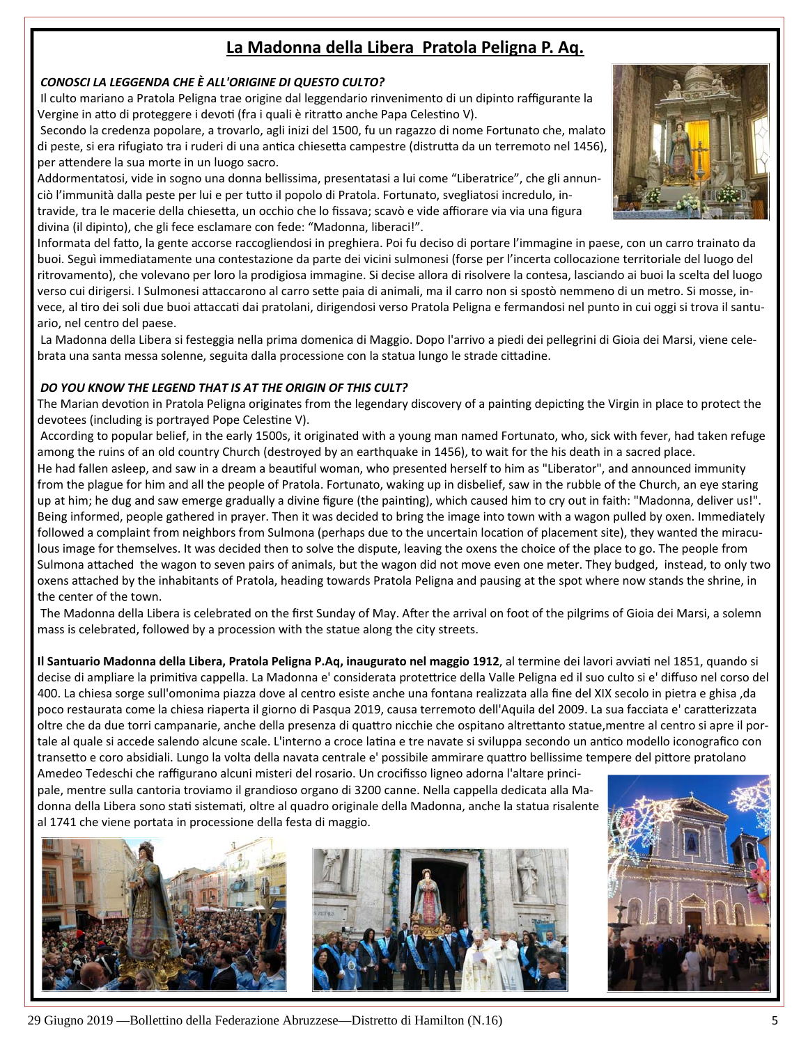# La Madonna della Libera Pratola Peligna P. Aq.

***CONOSCI LA LEGGENDA CHE È ALL'ORIGINE DI QUESTO CULTO?***

Il culto mariano a Pratola Peligna trae origine dal leggendario rinvenimento di un dipinto raffigurante la Vergine in atto di proteggere i devoti (fra i quali è ritratto anche Papa Celestino V).

Secondo la credenza popolare, a trovarlo, agli inizi del 1500, fu un ragazzo di nome Fortunato che, malato di peste, si era rifugiato tra i ruderi di una antica chiesetta campestre (distrutta da un terremoto nel 1456), per attendere la sua morte in un luogo sacro.

Addormentatosi, vide in sogno una donna bellissima, presentatasi a lui come "Liberatrice", che gli annunciò l'immunità dalla peste per lui e per tutto il popolo di Pratola. Fortunato, svegliatosi incredulo, intravide, tra le macerie della chiesetta, un occhio che lo fissava; scavò e vide affiorare via via una figura divina (il dipinto), che gli fece esclamare con fede: "Madonna, liberaci!".

Informata del fatto, la gente accorse raccogliendosi in preghiera. Poi fu deciso di portare l'immagine in paese, con un carro trainato da buoi. Seguì immediatamente una contestazione da parte dei vicini sulmonesi (forse per l'incerta collocazione territoriale del luogo del ritrovamento), che volevano per loro la prodigiosa immagine. Si decise allora di risolvere la contesa, lasciando ai buoi la scelta del luogo verso cui dirigersi. I Sulmonesi attaccarono al carro sette paia di animali, ma il carro non si spostò nemmeno di un metro. Si mosse, invece, al tiro dei soli due buoi attaccati dai pratolani, dirigendosi verso Pratola Peligna e fermandosi nel punto in cui oggi si trova il santuario, nel centro del paese.

La Madonna della Libera si festeggia nella prima domenica di Maggio. Dopo l'arrivo a piedi dei pellegrini di Gioia dei Marsi, viene celebrata una santa messa solenne, seguita dalla processione con la statua lungo le strade cittadine.

***DO YOU KNOW THE LEGEND THAT IS AT THE ORIGIN OF THIS CULT?***

The Marian devotion in Pratola Peligna originates from the legendary discovery of a painting depicting the Virgin in place to protect the devotees (including is portrayed Pope Celestine V).

According to popular belief, in the early 1500s, it originated with a young man named Fortunato, who, sick with fever, had taken refuge among the ruins of an old country Church (destroyed by an earthquake in 1456), to wait for the his death in a sacred place.

He had fallen asleep, and saw in a dream a beautiful woman, who presented herself to him as "Liberator", and announced immunity from the plague for him and all the people of Pratola. Fortunato, waking up in disbelief, saw in the rubble of the Church, an eye staring up at him; he dug and saw emerge gradually a divine figure (the painting), which caused him to cry out in faith: "Madonna, deliver us!".

Being informed, people gathered in prayer. Then it was decided to bring the image into town with a wagon pulled by oxen. Immediately followed a complaint from neighbors from Sulmona (perhaps due to the uncertain location of placement site), they wanted the miraculous image for themselves. It was decided then to solve the dispute, leaving the oxens the choice of the place to go. The people from Sulmona attached the wagon to seven pairs of animals, but the wagon did not move even one meter. They budged, instead, to only two oxens attached by the inhabitants of Pratola, heading towards Pratola Peligna and pausing at the spot where now stands the shrine, in the center of the town.

The Madonna della Libera is celebrated on the first Sunday of May. After the arrival on foot of the pilgrims of Gioia dei Marsi, a solemn mass is celebrated, followed by a procession with the statue along the city streets.

**Il Santuario Madonna della Libera, Pratola Peligna P.Aq, inaugurato nel maggio 1912**, al termine dei lavori avviati nel 1851, quando si decise di ampliare la primitiva cappella. La Madonna e' considerata protettrice della Valle Peligna ed il suo culto si e' diffuso nel corso del 400. La chiesa sorge sull'omonima piazza dove al centro esiste anche una fontana realizzata alla fine del XIX secolo in pietra e ghisa ,da poco restaurata come la chiesa riaperta il giorno di Pasqua 2019, causa terremoto dell'Aquila del 2009. La sua facciata e' caratterizzata oltre che da due torri campanarie, anche della presenza di quattro nicchie che ospitano altrettanto statue,mentre al centro si apre il portale al quale si accede salendo alcune scale. L'interno a croce latina e tre navate si sviluppa secondo un antico modello iconografico con transetto e coro absidiali. Lungo la volta della navata centrale e' possibile ammirare quattro bellissime tempere del pittore pratolano Amedeo Tedeschi che raffigurano alcuni misteri del rosario. Un crocifisso ligneo adorna l'altare principale, mentre sulla cantoria troviamo il grandioso organo di 3200 canne. Nella cappella dedicata alla Madonna della Libera sono stati sistemati, oltre al quadro originale della Madonna, anche la statua risalente al 1741 che viene portata in processione della festa di maggio.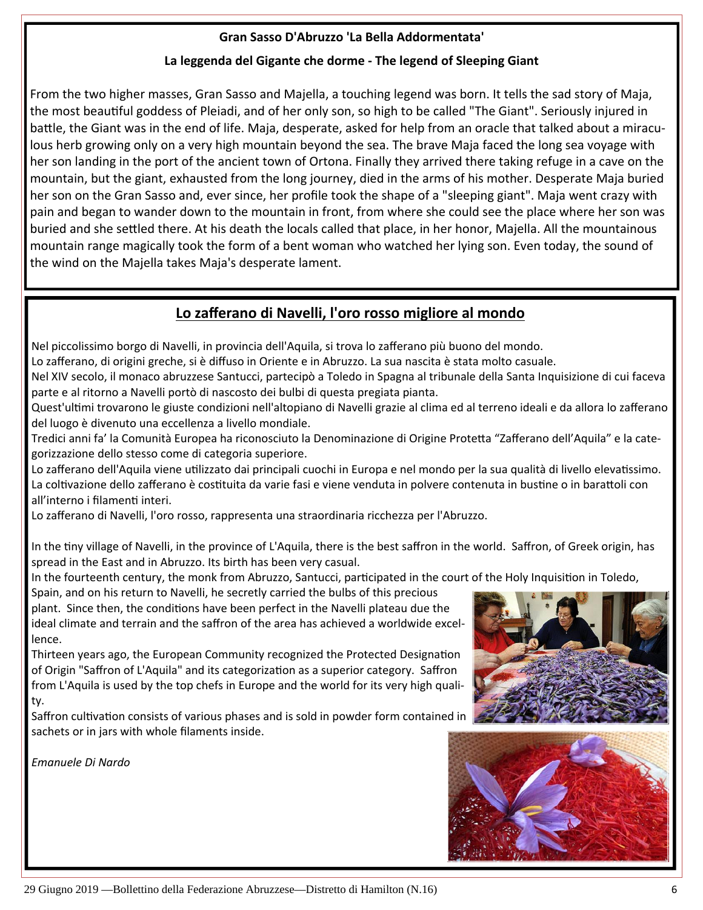**Gran Sasso D'Abruzzo 'La Bella Addormentata'**

**La leggenda del Gigante che dorme - The legend of Sleeping Giant**

From the two higher masses, Gran Sasso and Majella, a touching legend was born. It tells the sad story of Maja, the most beautiful goddess of Pleiadi, and of her only son, so high to be called "The Giant". Seriously injured in battle, the Giant was in the end of life. Maja, desperate, asked for help from an oracle that talked about a miraculous herb growing only on a very high mountain beyond the sea. The brave Maja faced the long sea voyage with her son landing in the port of the ancient town of Ortona. Finally they arrived there taking refuge in a cave on the mountain, but the giant, exhausted from the long journey, died in the arms of his mother. Desperate Maja buried her son on the Gran Sasso and, ever since, her profile took the shape of a "sleeping giant". Maja went crazy with pain and began to wander down to the mountain in front, from where she could see the place where her son was buried and she settled there. At his death the locals called that place, in her honor, Majella. All the mountainous mountain range magically took the form of a bent woman who watched her lying son. Even today, the sound of the wind on the Majella takes Maja's desperate lament.

## Lo zafferano di Navelli, l'oro rosso migliore al mondo

Nel piccolissimo borgo di Navelli, in provincia dell'Aquila, si trova lo zafferano più buono del mondo.
Lo zafferano, di origini greche, si è diffuso in Oriente e in Abruzzo. La sua nascita è stata molto casuale.
Nel XIV secolo, il monaco abruzzese Santucci, partecipò a Toledo in Spagna al tribunale della Santa Inquisizione di cui faceva parte e al ritorno a Navelli portò di nascosto dei bulbi di questa pregiata pianta.
Quest'ultimi trovarono le giuste condizioni nell'altopiano di Navelli grazie al clima ed al terreno ideali e da allora lo zafferano del luogo è divenuto una eccellenza a livello mondiale.
Tredici anni fa' la Comunità Europea ha riconosciuto la Denominazione di Origine Protetta "Zafferano dell'Aquila" e la categorizzazione dello stesso come di categoria superiore.
Lo zafferano dell'Aquila viene utilizzato dai principali cuochi in Europa e nel mondo per la sua qualità di livello elevatissimo.
La coltivazione dello zafferano è costituita da varie fasi e viene venduta in polvere contenuta in bustine o in barattoli con all'interno i filamenti interi.
Lo zafferano di Navelli, l'oro rosso, rappresenta una straordinaria ricchezza per l'Abruzzo.

In the tiny village of Navelli, in the province of L'Aquila, there is the best saffron in the world. Saffron, of Greek origin, has spread in the East and in Abruzzo. Its birth has been very casual.
In the fourteenth century, the monk from Abruzzo, Santucci, participated in the court of the Holy Inquisition in Toledo, Spain, and on his return to Navelli, he secretly carried the bulbs of this precious plant. Since then, the conditions have been perfect in the Navelli plateau due the ideal climate and terrain and the saffron of the area has achieved a worldwide excellence.
Thirteen years ago, the European Community recognized the Protected Designation of Origin "Saffron of L'Aquila" and its categorization as a superior category. Saffron from L'Aquila is used by the top chefs in Europe and the world for its very high quality.
Saffron cultivation consists of various phases and is sold in powder form contained in sachets or in jars with whole filaments inside.

*Emanuele Di Nardo*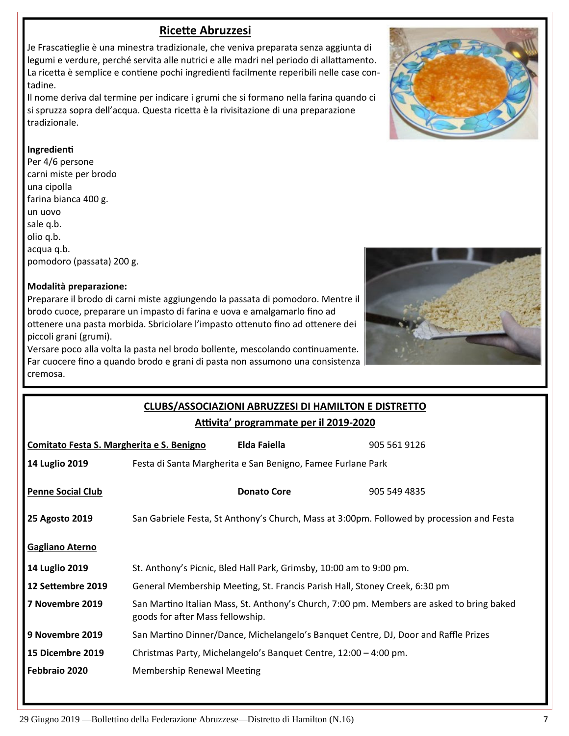## Ricette Abruzzesi

Je Frascatieglie è una minestra tradizionale, che veniva preparata senza aggiunta di legumi e verdure, perché servita alle nutrici e alle madri nel periodo di allattamento. La ricetta è semplice e contiene pochi ingredienti facilmente reperibili nelle case contadine.

Il nome deriva dal termine per indicare i grumi che si formano nella farina quando ci si spruzza sopra dell'acqua. Questa ricetta è la rivisitazione di una preparazione tradizionale.

**Ingredienti**

Per 4/6 persone
carni miste per brodo
una cipolla
farina bianca 400 g.
un uovo
sale q.b.
olio q.b.
acqua q.b.
pomodoro (passata) 200 g.

**Modalità preparazione:**

Preparare il brodo di carni miste aggiungendo la passata di pomodoro. Mentre il brodo cuoce, preparare un impasto di farina e uova e amalgamarlo fino ad ottenere una pasta morbida. Sbriciolare l'impasto ottenuto fino ad ottenere dei piccoli grani (grumi).

Versare poco alla volta la pasta nel brodo bollente, mescolando continuamente. Far cuocere fino a quando brodo e grani di pasta non assumono una consistenza cremosa.

## CLUBS/ASSOCIAZIONI ABRUZZESI DI HAMILTON E DISTRETTO

### Attivita' programmate per il 2019-2020

| | | | |
|---|---|---|---|
| **Comitato Festa S. Margherita e S. Benigno** | | **Elda Faiella** | 905 561 9126 |
| **14 Luglio 2019** | Festa di Santa Margherita e San Benigno, Famee Furlane Park | | |
| **Penne Social Club** | | **Donato Core** | 905 549 4835 |
| **25 Agosto 2019** | San Gabriele Festa, St Anthony's Church, Mass at 3:00pm. Followed by procession and Festa | | |
| **Gagliano Aterno** | | | |
| **14 Luglio 2019** | St. Anthony's Picnic, Bled Hall Park, Grimsby, 10:00 am to 9:00 pm. | | |
| **12 Settembre 2019** | General Membership Meeting, St. Francis Parish Hall, Stoney Creek, 6:30 pm | | |
| **7 Novembre 2019** | San Martino Italian Mass, St. Anthony's Church, 7:00 pm. Members are asked to bring baked goods for after Mass fellowship. | | |
| **9 Novembre 2019** | San Martino Dinner/Dance, Michelangelo's Banquet Centre, DJ, Door and Raffle Prizes | | |
| **15 Dicembre 2019** | Christmas Party, Michelangelo's Banquet Centre, 12:00 – 4:00 pm. | | |
| **Febbraio 2020** | Membership Renewal Meeting | | |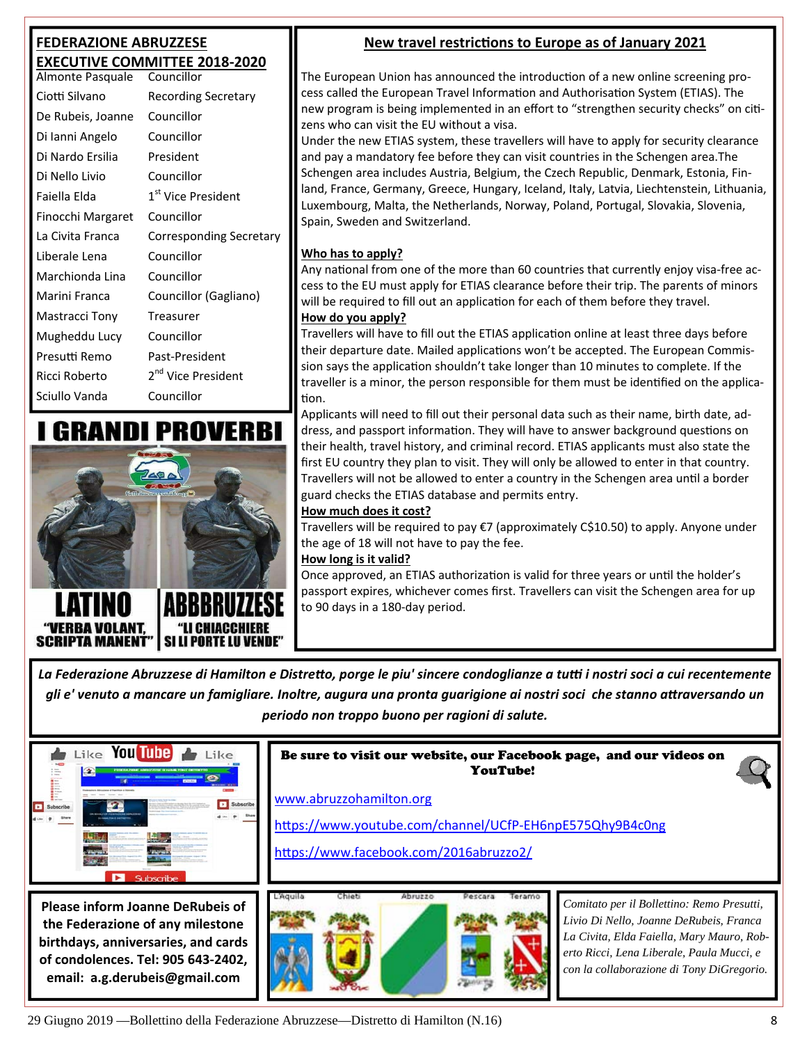## FEDERAZIONE ABRUZZESE EXECUTIVE COMMITTEE 2018-2020

| | |
|---|---|
| Almonte Pasquale | Councillor |
| Ciotti Silvano | Recording Secretary |
| De Rubeis, Joanne | Councillor |
| Di Ianni Angelo | Councillor |
| Di Nardo Ersilia | President |
| Di Nello Livio | Councillor |
| Faiella Elda | 1st Vice President |
| Finocchi Margaret | Councillor |
| La Civita Franca | Corresponding Secretary |
| Liberale Lena | Councillor |
| Marchionda Lina | Councillor |
| Marini Franca | Councillor (Gagliano) |
| Mastracci Tony | Treasurer |
| Mugheddu Lucy | Councillor |
| Presutti Remo | Past-President |
| Ricci Roberto | 2nd Vice President |
| Sciullo Vanda | Councillor |

## I GRANDI PROVERBI

LATINO — "VERBA VOLANT, SCRIPTA MANENT"

ABBBRUZZESE — "LI CHIACCHIERE SI LI PORTE LU VENDE"

## New travel restrictions to Europe as of January 2021

The European Union has announced the introduction of a new online screening process called the European Travel Information and Authorisation System (ETIAS). The new program is being implemented in an effort to "strengthen security checks" on citizens who can visit the EU without a visa.

Under the new ETIAS system, these travellers will have to apply for security clearance and pay a mandatory fee before they can visit countries in the Schengen area.The Schengen area includes Austria, Belgium, the Czech Republic, Denmark, Estonia, Finland, France, Germany, Greece, Hungary, Iceland, Italy, Latvia, Liechtenstein, Lithuania, Luxembourg, Malta, the Netherlands, Norway, Poland, Portugal, Slovakia, Slovenia, Spain, Sweden and Switzerland.

**Who has to apply?**

Any national from one of the more than 60 countries that currently enjoy visa-free access to the EU must apply for ETIAS clearance before their trip. The parents of minors will be required to fill out an application for each of them before they travel.

**How do you apply?**

Travellers will have to fill out the ETIAS application online at least three days before their departure date. Mailed applications won't be accepted. The European Commission says the application shouldn't take longer than 10 minutes to complete. If the traveller is a minor, the person responsible for them must be identified on the application.

Applicants will need to fill out their personal data such as their name, birth date, address, and passport information. They will have to answer background questions on their health, travel history, and criminal record. ETIAS applicants must also state the first EU country they plan to visit. They will only be allowed to enter in that country. Travellers will not be allowed to enter a country in the Schengen area until a border guard checks the ETIAS database and permits entry.

**How much does it cost?**

Travellers will be required to pay €7 (approximately C$10.50) to apply. Anyone under the age of 18 will not have to pay the fee.

**How long is it valid?**

Once approved, an ETIAS authorization is valid for three years or until the holder's passport expires, whichever comes first. Travellers can visit the Schengen area for up to 90 days in a 180-day period.

***La Federazione Abruzzese di Hamilton e Distretto, porge le piu' sincere condoglianze a tutti i nostri soci a cui recentemente gli e' venuto a mancare un famigliare. Inoltre, augura una pronta guarigione ai nostri soci che stanno attraversando un periodo non troppo buono per ragioni di salute.***

**Be sure to visit our website, our Facebook page, and our videos on YouTube!**

www.abruzzohamilton.org

https://www.youtube.com/channel/UCfP-EH6npE575Qhy9B4c0ng

https://www.facebook.com/2016abruzzo2/

**Please inform Joanne DeRubeis of the Federazione of any milestone birthdays, anniversaries, and cards of condolences. Tel: 905 643-2402, email: a.g.derubeis@gmail.com**

L'Aquila — Chieti — Abruzzo — Pescara — Teramo

*Comitato per il Bollettino: Remo Presutti, Livio Di Nello, Joanne DeRubeis, Franca La Civita, Elda Faiella, Mary Mauro, Roberto Ricci, Lena Liberale, Paula Mucci, e con la collaborazione di Tony DiGregorio.*